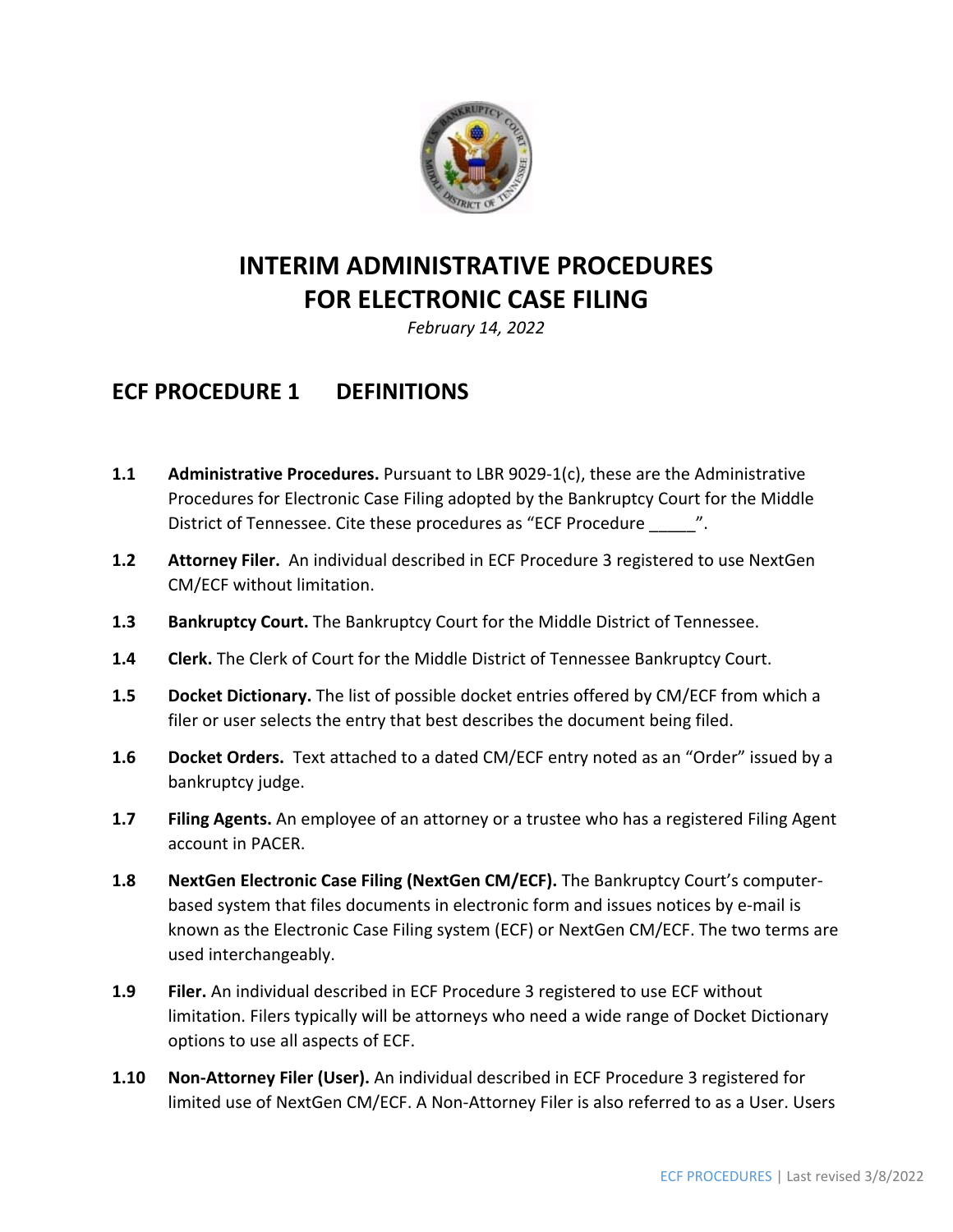# INTERIM ADMINISTRATIVE PROCEDURES FOR ELECTRONIC CASE FILING

*February 14, 2022*

## ECF PROCEDURE 1 DEFINITIONS

**1.1 Administrative Procedures.** Pursuant to LBR 9029-1(c), these are the Administrative Procedures for Electronic Case Filing adopted by the Bankruptcy Court for the Middle District of Tennessee. Cite these procedures as "ECF Procedure _____".

**1.2 Attorney Filer.** An individual described in ECF Procedure 3 registered to use NextGen CM/ECF without limitation.

**1.3 Bankruptcy Court.** The Bankruptcy Court for the Middle District of Tennessee.

**1.4 Clerk.** The Clerk of Court for the Middle District of Tennessee Bankruptcy Court.

**1.5 Docket Dictionary.** The list of possible docket entries offered by CM/ECF from which a filer or user selects the entry that best describes the document being filed.

**1.6 Docket Orders.** Text attached to a dated CM/ECF entry noted as an "Order" issued by a bankruptcy judge.

**1.7 Filing Agents.** An employee of an attorney or a trustee who has a registered Filing Agent account in PACER.

**1.8 NextGen Electronic Case Filing (NextGen CM/ECF).** The Bankruptcy Court's computer-based system that files documents in electronic form and issues notices by e-mail is known as the Electronic Case Filing system (ECF) or NextGen CM/ECF. The two terms are used interchangeably.

**1.9 Filer.** An individual described in ECF Procedure 3 registered to use ECF without limitation. Filers typically will be attorneys who need a wide range of Docket Dictionary options to use all aspects of ECF.

**1.10 Non-Attorney Filer (User).** An individual described in ECF Procedure 3 registered for limited use of NextGen CM/ECF. A Non-Attorney Filer is also referred to as a User. Users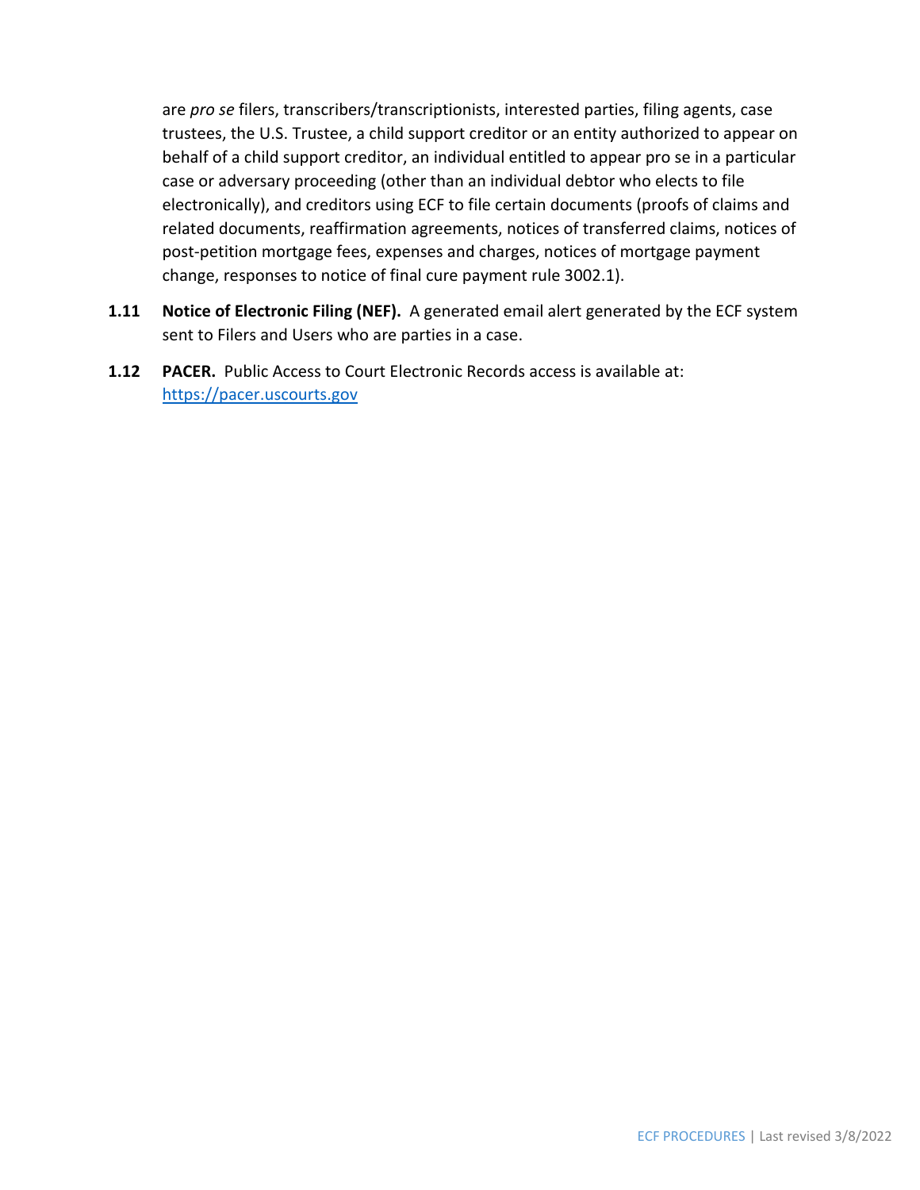are *pro se* filers, transcribers/transcriptionists, interested parties, filing agents, case trustees, the U.S. Trustee, a child support creditor or an entity authorized to appear on behalf of a child support creditor, an individual entitled to appear pro se in a particular case or adversary proceeding (other than an individual debtor who elects to file electronically), and creditors using ECF to file certain documents (proofs of claims and related documents, reaffirmation agreements, notices of transferred claims, notices of post-petition mortgage fees, expenses and charges, notices of mortgage payment change, responses to notice of final cure payment rule 3002.1).

**1.11 Notice of Electronic Filing (NEF).** A generated email alert generated by the ECF system sent to Filers and Users who are parties in a case.

**1.12 PACER.** Public Access to Court Electronic Records access is available at: [https://pacer.uscourts.gov](https://pacer.uscourts.gov)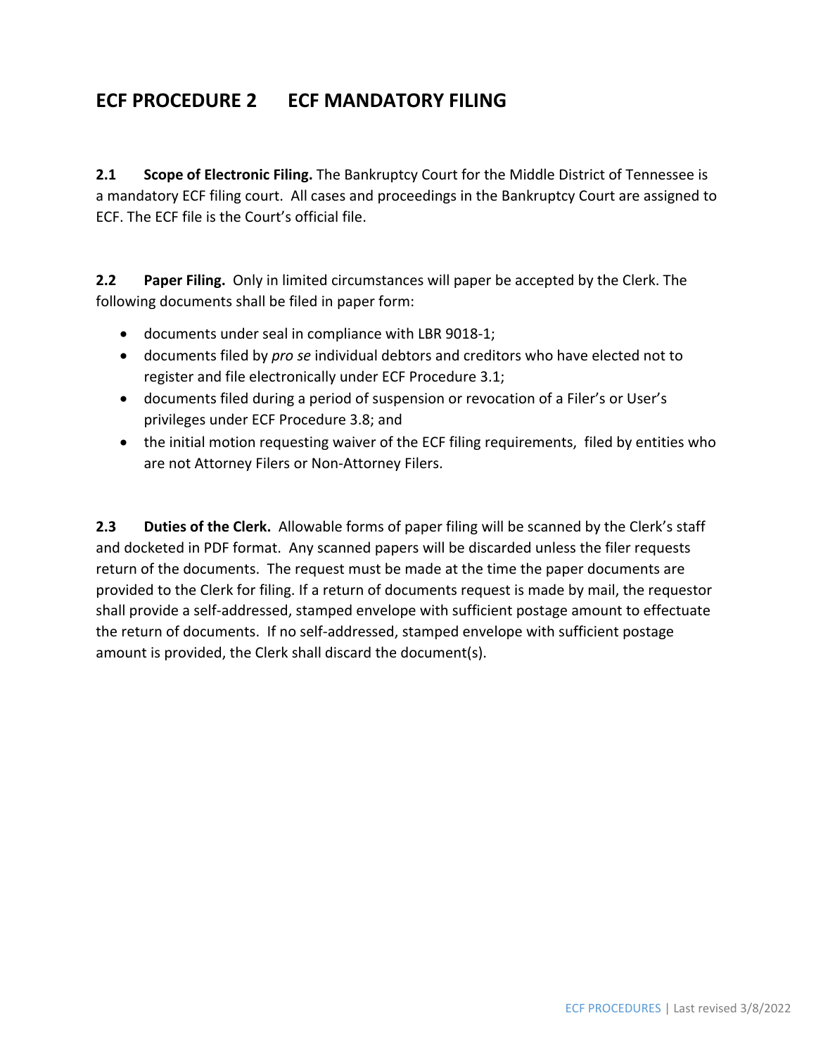## ECF PROCEDURE 2 ECF MANDATORY FILING

**2.1 Scope of Electronic Filing.** The Bankruptcy Court for the Middle District of Tennessee is a mandatory ECF filing court. All cases and proceedings in the Bankruptcy Court are assigned to ECF. The ECF file is the Court's official file.

**2.2 Paper Filing.** Only in limited circumstances will paper be accepted by the Clerk. The following documents shall be filed in paper form:

- documents under seal in compliance with LBR 9018-1;
- documents filed by *pro se* individual debtors and creditors who have elected not to register and file electronically under ECF Procedure 3.1;
- documents filed during a period of suspension or revocation of a Filer's or User's privileges under ECF Procedure 3.8; and
- the initial motion requesting waiver of the ECF filing requirements, filed by entities who are not Attorney Filers or Non-Attorney Filers.

**2.3 Duties of the Clerk.** Allowable forms of paper filing will be scanned by the Clerk's staff and docketed in PDF format. Any scanned papers will be discarded unless the filer requests return of the documents. The request must be made at the time the paper documents are provided to the Clerk for filing. If a return of documents request is made by mail, the requestor shall provide a self-addressed, stamped envelope with sufficient postage amount to effectuate the return of documents. If no self-addressed, stamped envelope with sufficient postage amount is provided, the Clerk shall discard the document(s).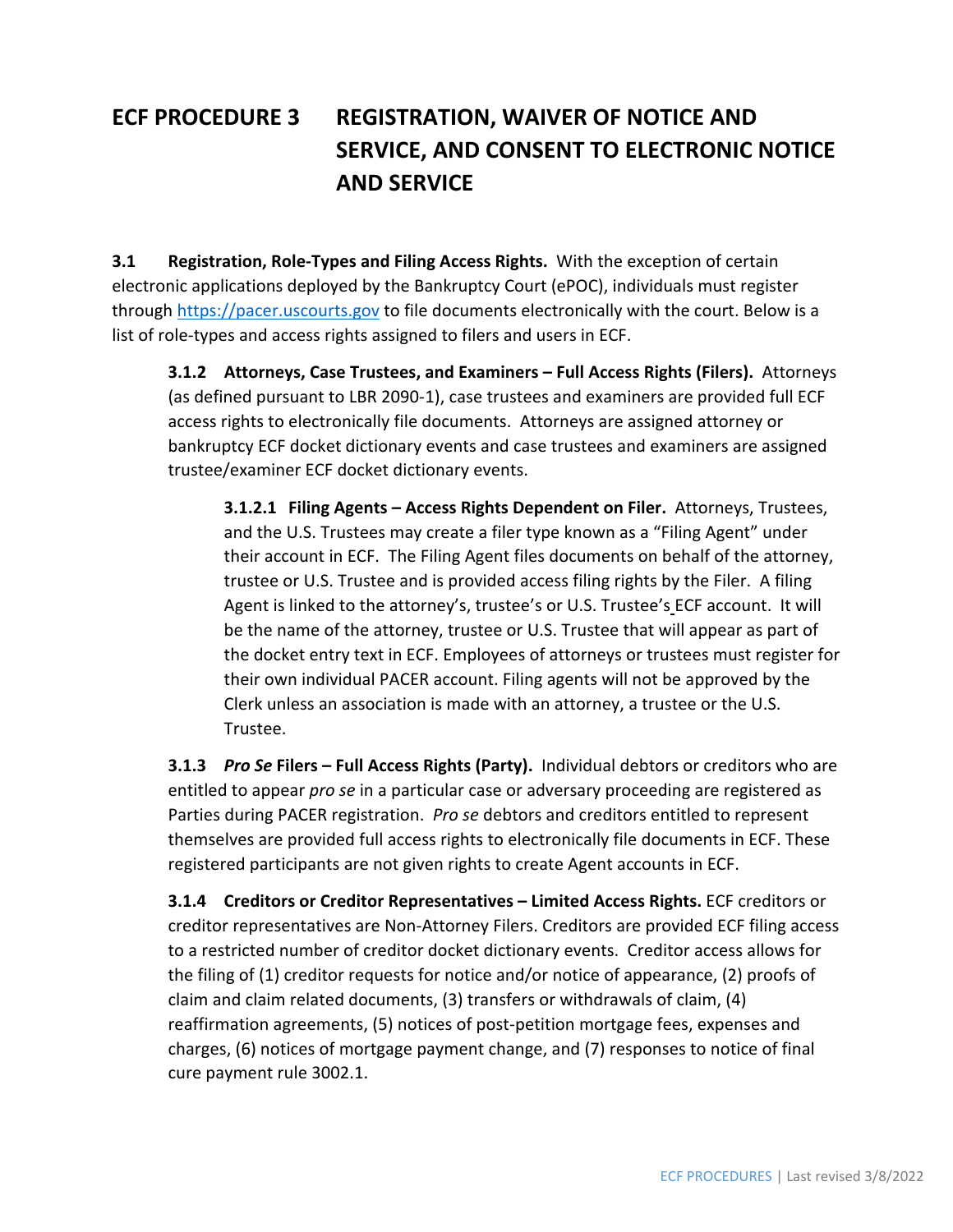# ECF PROCEDURE 3 REGISTRATION, WAIVER OF NOTICE AND SERVICE, AND CONSENT TO ELECTRONIC NOTICE AND SERVICE

**3.1 Registration, Role-Types and Filing Access Rights.** With the exception of certain electronic applications deployed by the Bankruptcy Court (ePOC), individuals must register through https://pacer.uscourts.gov to file documents electronically with the court. Below is a list of role-types and access rights assigned to filers and users in ECF.

**3.1.2 Attorneys, Case Trustees, and Examiners – Full Access Rights (Filers).** Attorneys (as defined pursuant to LBR 2090-1), case trustees and examiners are provided full ECF access rights to electronically file documents. Attorneys are assigned attorney or bankruptcy ECF docket dictionary events and case trustees and examiners are assigned trustee/examiner ECF docket dictionary events.

**3.1.2.1 Filing Agents – Access Rights Dependent on Filer.** Attorneys, Trustees, and the U.S. Trustees may create a filer type known as a "Filing Agent" under their account in ECF. The Filing Agent files documents on behalf of the attorney, trustee or U.S. Trustee and is provided access filing rights by the Filer. A filing Agent is linked to the attorney's, trustee's or U.S. Trustee's ECF account. It will be the name of the attorney, trustee or U.S. Trustee that will appear as part of the docket entry text in ECF. Employees of attorneys or trustees must register for their own individual PACER account. Filing agents will not be approved by the Clerk unless an association is made with an attorney, a trustee or the U.S. Trustee.

**3.1.3 *Pro Se* Filers – Full Access Rights (Party).** Individual debtors or creditors who are entitled to appear *pro se* in a particular case or adversary proceeding are registered as Parties during PACER registration. *Pro se* debtors and creditors entitled to represent themselves are provided full access rights to electronically file documents in ECF. These registered participants are not given rights to create Agent accounts in ECF.

**3.1.4 Creditors or Creditor Representatives – Limited Access Rights.** ECF creditors or creditor representatives are Non-Attorney Filers. Creditors are provided ECF filing access to a restricted number of creditor docket dictionary events. Creditor access allows for the filing of (1) creditor requests for notice and/or notice of appearance, (2) proofs of claim and claim related documents, (3) transfers or withdrawals of claim, (4) reaffirmation agreements, (5) notices of post-petition mortgage fees, expenses and charges, (6) notices of mortgage payment change, and (7) responses to notice of final cure payment rule 3002.1.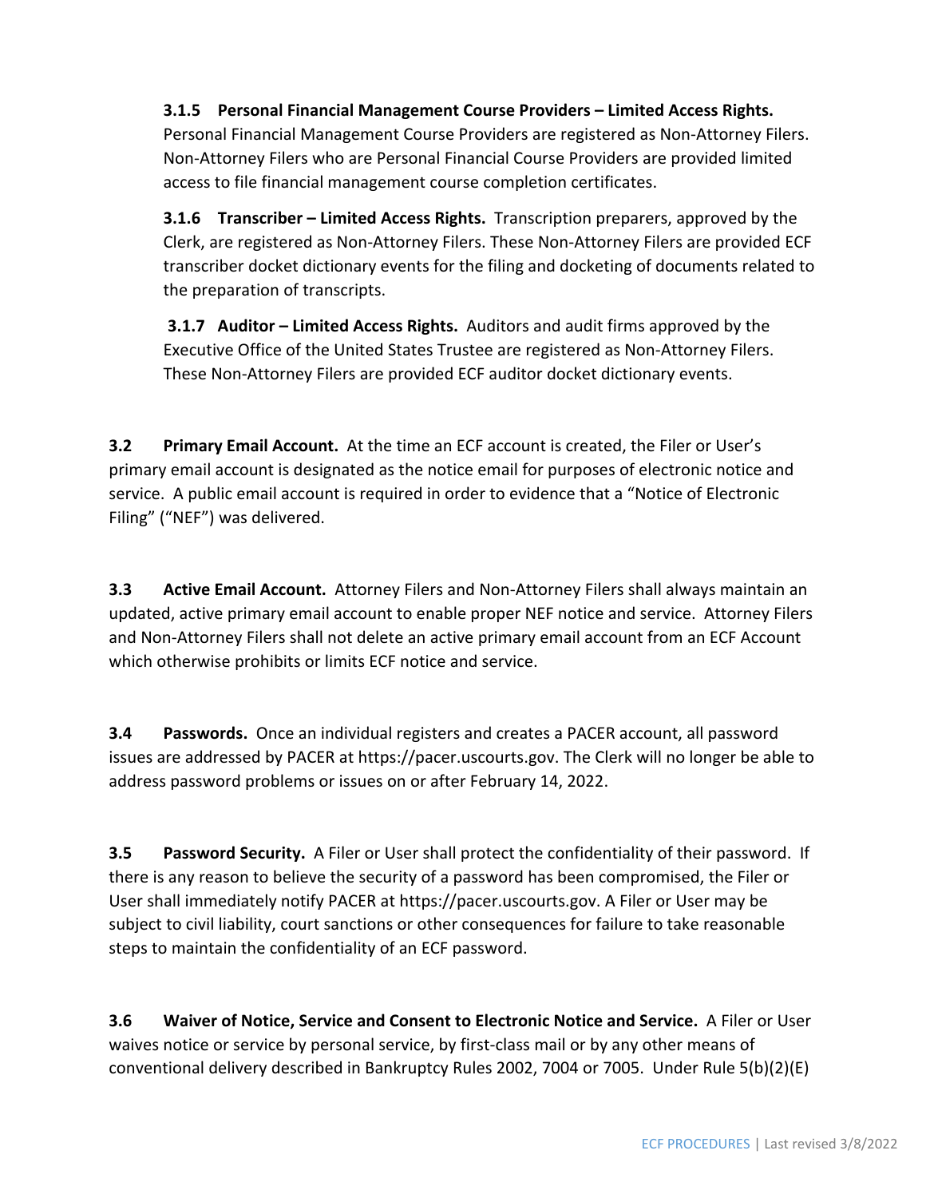**3.1.5 Personal Financial Management Course Providers – Limited Access Rights.** Personal Financial Management Course Providers are registered as Non-Attorney Filers. Non-Attorney Filers who are Personal Financial Course Providers are provided limited access to file financial management course completion certificates.

**3.1.6 Transcriber – Limited Access Rights.** Transcription preparers, approved by the Clerk, are registered as Non-Attorney Filers. These Non-Attorney Filers are provided ECF transcriber docket dictionary events for the filing and docketing of documents related to the preparation of transcripts.

**3.1.7 Auditor – Limited Access Rights.** Auditors and audit firms approved by the Executive Office of the United States Trustee are registered as Non-Attorney Filers. These Non-Attorney Filers are provided ECF auditor docket dictionary events.

**3.2 Primary Email Account.** At the time an ECF account is created, the Filer or User's primary email account is designated as the notice email for purposes of electronic notice and service. A public email account is required in order to evidence that a "Notice of Electronic Filing" ("NEF") was delivered.

**3.3 Active Email Account.** Attorney Filers and Non-Attorney Filers shall always maintain an updated, active primary email account to enable proper NEF notice and service. Attorney Filers and Non-Attorney Filers shall not delete an active primary email account from an ECF Account which otherwise prohibits or limits ECF notice and service.

**3.4 Passwords.** Once an individual registers and creates a PACER account, all password issues are addressed by PACER at https://pacer.uscourts.gov. The Clerk will no longer be able to address password problems or issues on or after February 14, 2022.

**3.5 Password Security.** A Filer or User shall protect the confidentiality of their password. If there is any reason to believe the security of a password has been compromised, the Filer or User shall immediately notify PACER at https://pacer.uscourts.gov. A Filer or User may be subject to civil liability, court sanctions or other consequences for failure to take reasonable steps to maintain the confidentiality of an ECF password.

**3.6 Waiver of Notice, Service and Consent to Electronic Notice and Service.** A Filer or User waives notice or service by personal service, by first-class mail or by any other means of conventional delivery described in Bankruptcy Rules 2002, 7004 or 7005. Under Rule 5(b)(2)(E)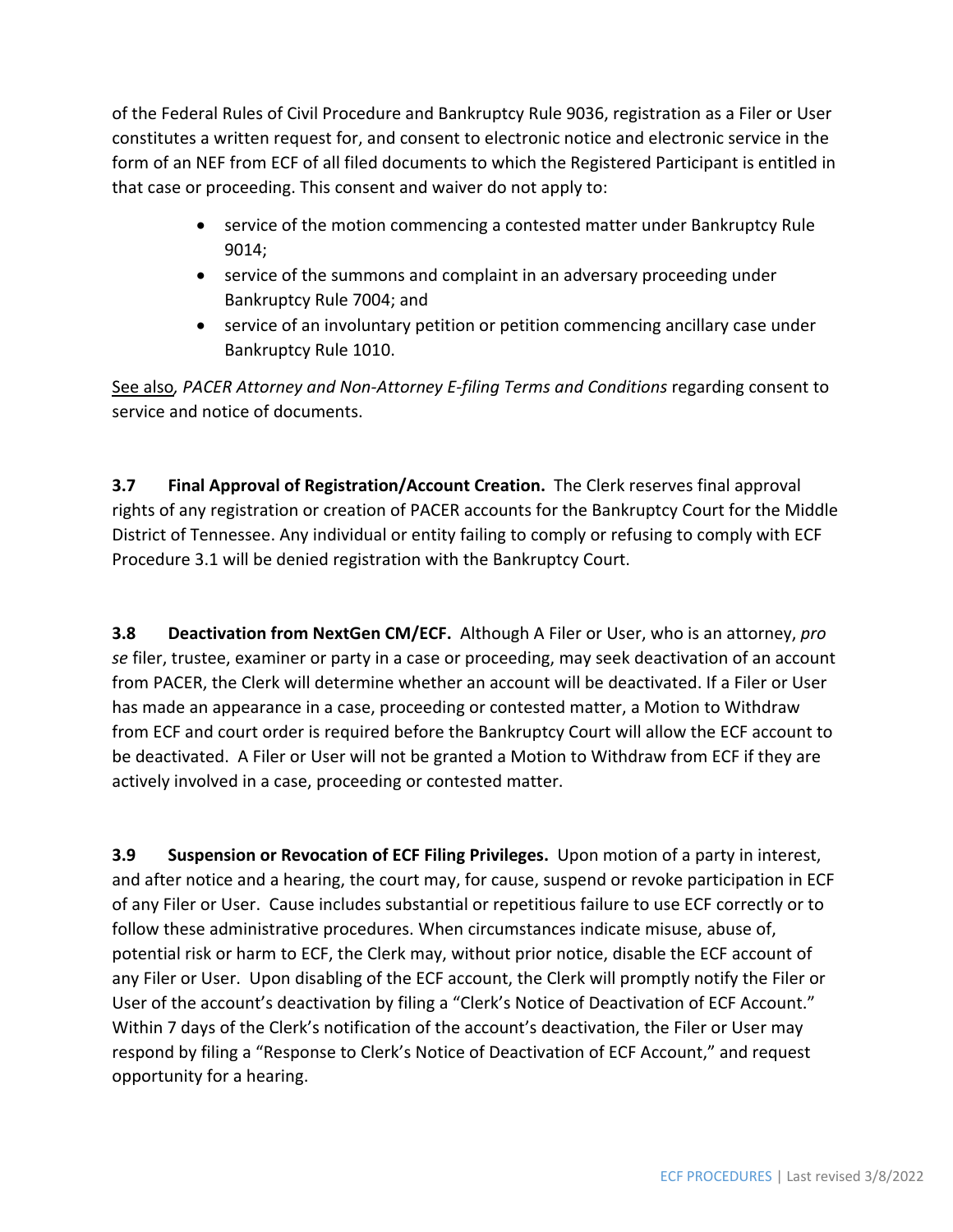of the Federal Rules of Civil Procedure and Bankruptcy Rule 9036, registration as a Filer or User constitutes a written request for, and consent to electronic notice and electronic service in the form of an NEF from ECF of all filed documents to which the Registered Participant is entitled in that case or proceeding. This consent and waiver do not apply to:

- service of the motion commencing a contested matter under Bankruptcy Rule 9014;
- service of the summons and complaint in an adversary proceeding under Bankruptcy Rule 7004; and
- service of an involuntary petition or petition commencing ancillary case under Bankruptcy Rule 1010.

See also, *PACER Attorney and Non-Attorney E-filing Terms and Conditions* regarding consent to service and notice of documents.

**3.7 Final Approval of Registration/Account Creation.** The Clerk reserves final approval rights of any registration or creation of PACER accounts for the Bankruptcy Court for the Middle District of Tennessee. Any individual or entity failing to comply or refusing to comply with ECF Procedure 3.1 will be denied registration with the Bankruptcy Court.

**3.8 Deactivation from NextGen CM/ECF.** Although A Filer or User, who is an attorney, *pro se* filer, trustee, examiner or party in a case or proceeding, may seek deactivation of an account from PACER, the Clerk will determine whether an account will be deactivated. If a Filer or User has made an appearance in a case, proceeding or contested matter, a Motion to Withdraw from ECF and court order is required before the Bankruptcy Court will allow the ECF account to be deactivated. A Filer or User will not be granted a Motion to Withdraw from ECF if they are actively involved in a case, proceeding or contested matter.

**3.9 Suspension or Revocation of ECF Filing Privileges.** Upon motion of a party in interest, and after notice and a hearing, the court may, for cause, suspend or revoke participation in ECF of any Filer or User. Cause includes substantial or repetitious failure to use ECF correctly or to follow these administrative procedures. When circumstances indicate misuse, abuse of, potential risk or harm to ECF, the Clerk may, without prior notice, disable the ECF account of any Filer or User. Upon disabling of the ECF account, the Clerk will promptly notify the Filer or User of the account's deactivation by filing a "Clerk's Notice of Deactivation of ECF Account." Within 7 days of the Clerk's notification of the account's deactivation, the Filer or User may respond by filing a "Response to Clerk's Notice of Deactivation of ECF Account," and request opportunity for a hearing.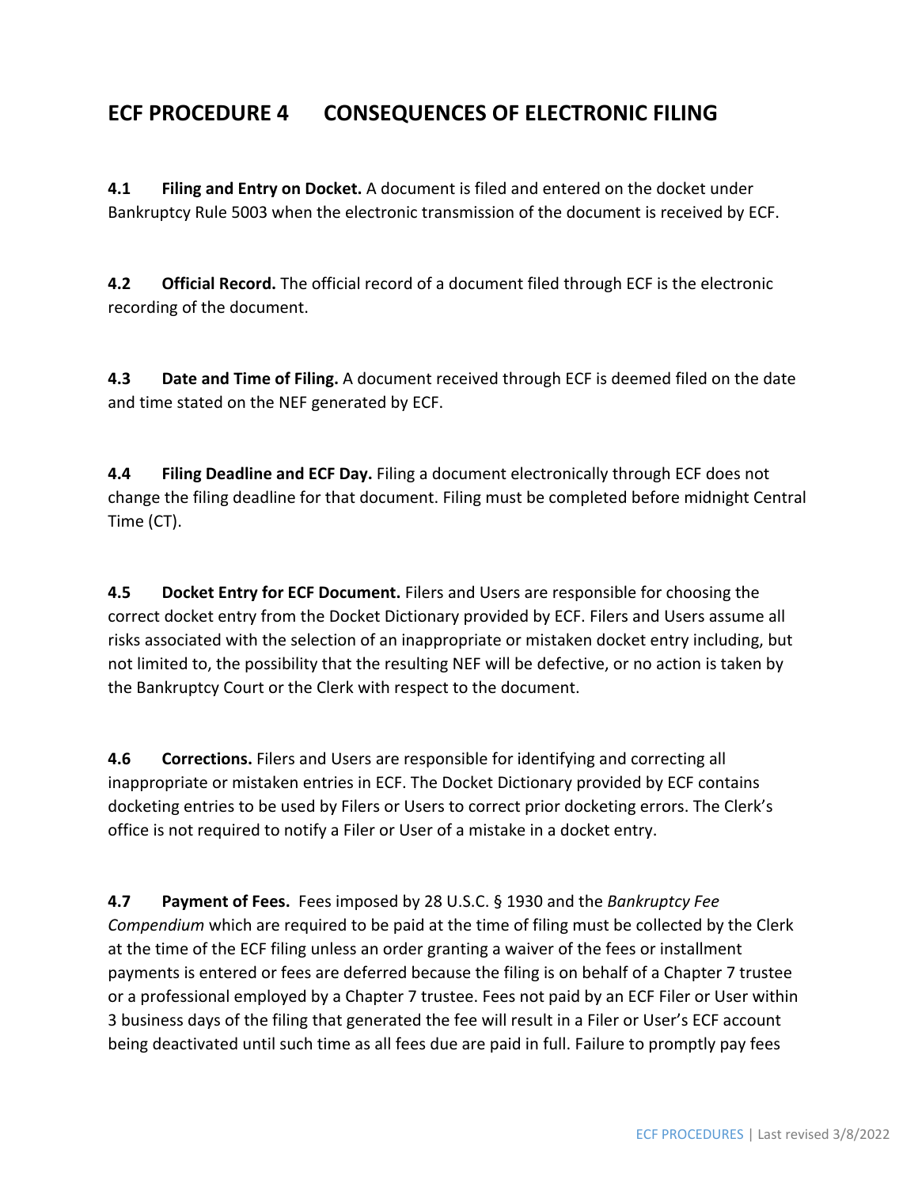## ECF PROCEDURE 4 CONSEQUENCES OF ELECTRONIC FILING

**4.1 Filing and Entry on Docket.** A document is filed and entered on the docket under Bankruptcy Rule 5003 when the electronic transmission of the document is received by ECF.

**4.2 Official Record.** The official record of a document filed through ECF is the electronic recording of the document.

**4.3 Date and Time of Filing.** A document received through ECF is deemed filed on the date and time stated on the NEF generated by ECF.

**4.4 Filing Deadline and ECF Day.** Filing a document electronically through ECF does not change the filing deadline for that document. Filing must be completed before midnight Central Time (CT).

**4.5 Docket Entry for ECF Document.** Filers and Users are responsible for choosing the correct docket entry from the Docket Dictionary provided by ECF. Filers and Users assume all risks associated with the selection of an inappropriate or mistaken docket entry including, but not limited to, the possibility that the resulting NEF will be defective, or no action is taken by the Bankruptcy Court or the Clerk with respect to the document.

**4.6 Corrections.** Filers and Users are responsible for identifying and correcting all inappropriate or mistaken entries in ECF. The Docket Dictionary provided by ECF contains docketing entries to be used by Filers or Users to correct prior docketing errors. The Clerk's office is not required to notify a Filer or User of a mistake in a docket entry.

**4.7 Payment of Fees.** Fees imposed by 28 U.S.C. § 1930 and the *Bankruptcy Fee Compendium* which are required to be paid at the time of filing must be collected by the Clerk at the time of the ECF filing unless an order granting a waiver of the fees or installment payments is entered or fees are deferred because the filing is on behalf of a Chapter 7 trustee or a professional employed by a Chapter 7 trustee. Fees not paid by an ECF Filer or User within 3 business days of the filing that generated the fee will result in a Filer or User's ECF account being deactivated until such time as all fees due are paid in full. Failure to promptly pay fees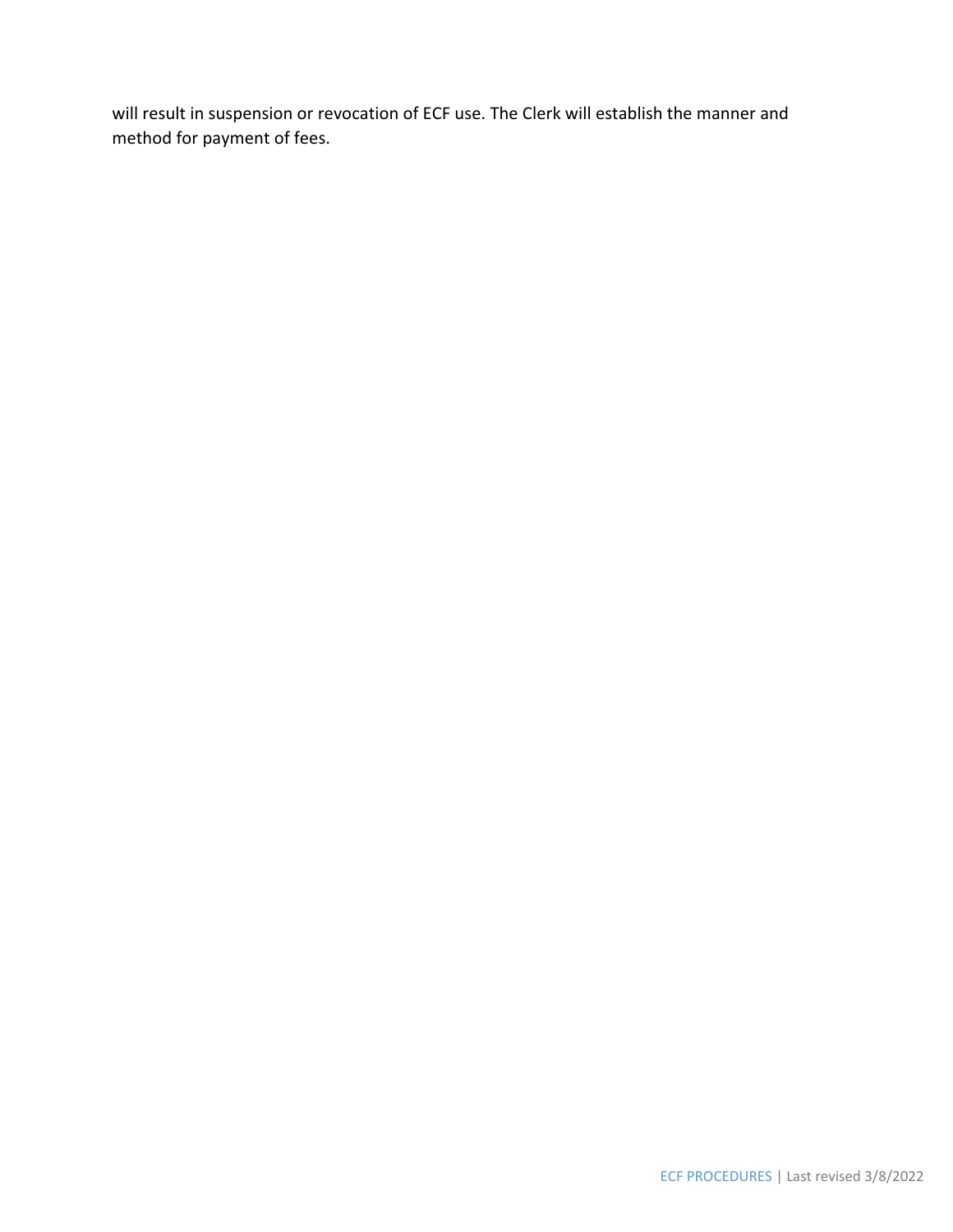will result in suspension or revocation of ECF use. The Clerk will establish the manner and method for payment of fees.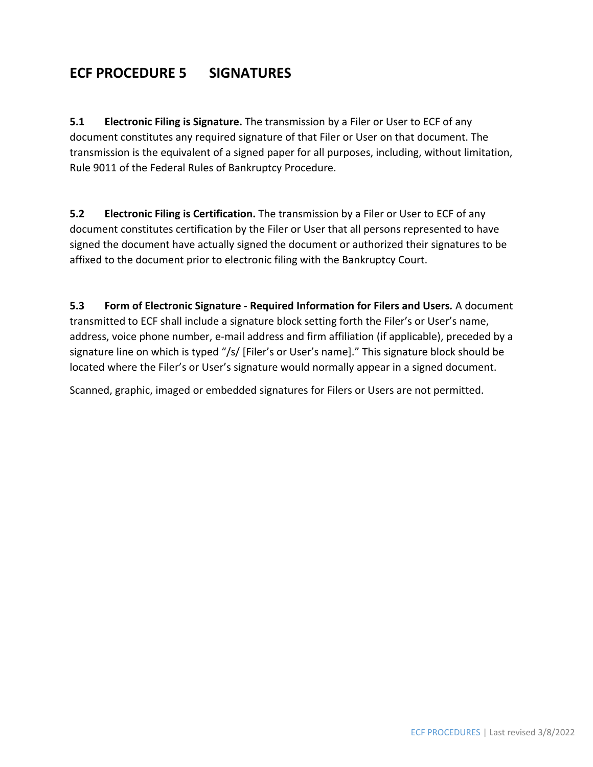## ECF PROCEDURE 5 SIGNATURES

**5.1 Electronic Filing is Signature.** The transmission by a Filer or User to ECF of any document constitutes any required signature of that Filer or User on that document. The transmission is the equivalent of a signed paper for all purposes, including, without limitation, Rule 9011 of the Federal Rules of Bankruptcy Procedure.

**5.2 Electronic Filing is Certification.** The transmission by a Filer or User to ECF of any document constitutes certification by the Filer or User that all persons represented to have signed the document have actually signed the document or authorized their signatures to be affixed to the document prior to electronic filing with the Bankruptcy Court.

**5.3 Form of Electronic Signature - Required Information for Filers and Users.** A document transmitted to ECF shall include a signature block setting forth the Filer's or User's name, address, voice phone number, e-mail address and firm affiliation (if applicable), preceded by a signature line on which is typed "/s/ [Filer's or User's name]." This signature block should be located where the Filer's or User's signature would normally appear in a signed document.

Scanned, graphic, imaged or embedded signatures for Filers or Users are not permitted.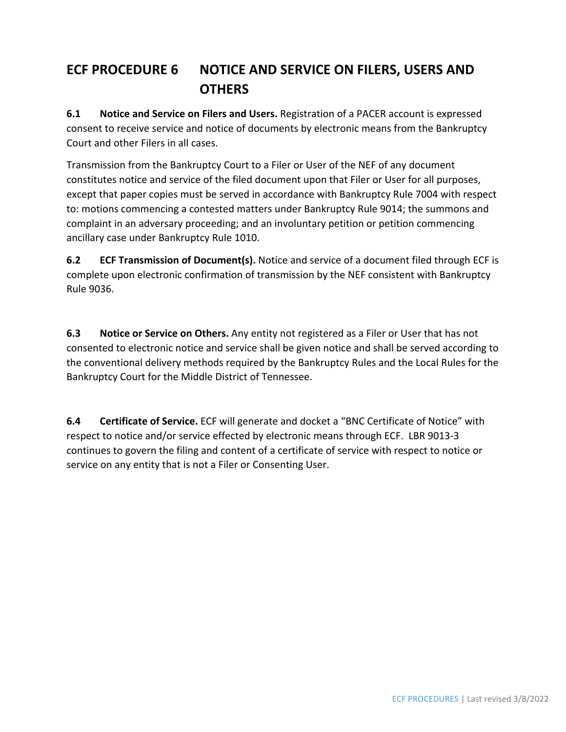## ECF PROCEDURE 6 NOTICE AND SERVICE ON FILERS, USERS AND OTHERS

**6.1 Notice and Service on Filers and Users.** Registration of a PACER account is expressed consent to receive service and notice of documents by electronic means from the Bankruptcy Court and other Filers in all cases.

Transmission from the Bankruptcy Court to a Filer or User of the NEF of any document constitutes notice and service of the filed document upon that Filer or User for all purposes, except that paper copies must be served in accordance with Bankruptcy Rule 7004 with respect to: motions commencing a contested matters under Bankruptcy Rule 9014; the summons and complaint in an adversary proceeding; and an involuntary petition or petition commencing ancillary case under Bankruptcy Rule 1010.

**6.2 ECF Transmission of Document(s).** Notice and service of a document filed through ECF is complete upon electronic confirmation of transmission by the NEF consistent with Bankruptcy Rule 9036.

**6.3 Notice or Service on Others.** Any entity not registered as a Filer or User that has not consented to electronic notice and service shall be given notice and shall be served according to the conventional delivery methods required by the Bankruptcy Rules and the Local Rules for the Bankruptcy Court for the Middle District of Tennessee.

**6.4 Certificate of Service.** ECF will generate and docket a "BNC Certificate of Notice" with respect to notice and/or service effected by electronic means through ECF. LBR 9013-3 continues to govern the filing and content of a certificate of service with respect to notice or service on any entity that is not a Filer or Consenting User.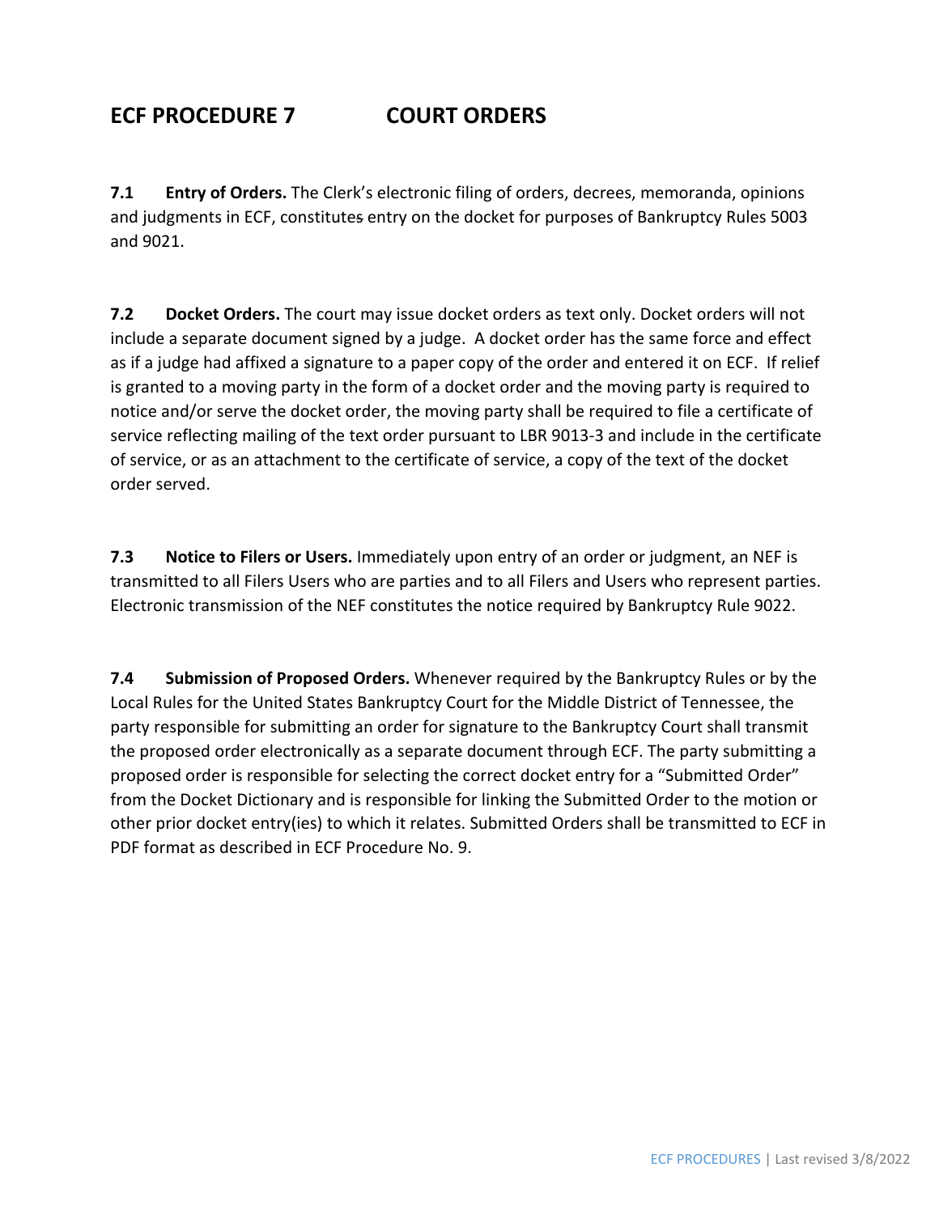## ECF PROCEDURE 7 COURT ORDERS

**7.1 Entry of Orders.** The Clerk's electronic filing of orders, decrees, memoranda, opinions and judgments in ECF, constitutes entry on the docket for purposes of Bankruptcy Rules 5003 and 9021.

**7.2 Docket Orders.** The court may issue docket orders as text only. Docket orders will not include a separate document signed by a judge. A docket order has the same force and effect as if a judge had affixed a signature to a paper copy of the order and entered it on ECF. If relief is granted to a moving party in the form of a docket order and the moving party is required to notice and/or serve the docket order, the moving party shall be required to file a certificate of service reflecting mailing of the text order pursuant to LBR 9013-3 and include in the certificate of service, or as an attachment to the certificate of service, a copy of the text of the docket order served.

**7.3 Notice to Filers or Users.** Immediately upon entry of an order or judgment, an NEF is transmitted to all Filers Users who are parties and to all Filers and Users who represent parties. Electronic transmission of the NEF constitutes the notice required by Bankruptcy Rule 9022.

**7.4 Submission of Proposed Orders.** Whenever required by the Bankruptcy Rules or by the Local Rules for the United States Bankruptcy Court for the Middle District of Tennessee, the party responsible for submitting an order for signature to the Bankruptcy Court shall transmit the proposed order electronically as a separate document through ECF. The party submitting a proposed order is responsible for selecting the correct docket entry for a "Submitted Order" from the Docket Dictionary and is responsible for linking the Submitted Order to the motion or other prior docket entry(ies) to which it relates. Submitted Orders shall be transmitted to ECF in PDF format as described in ECF Procedure No. 9.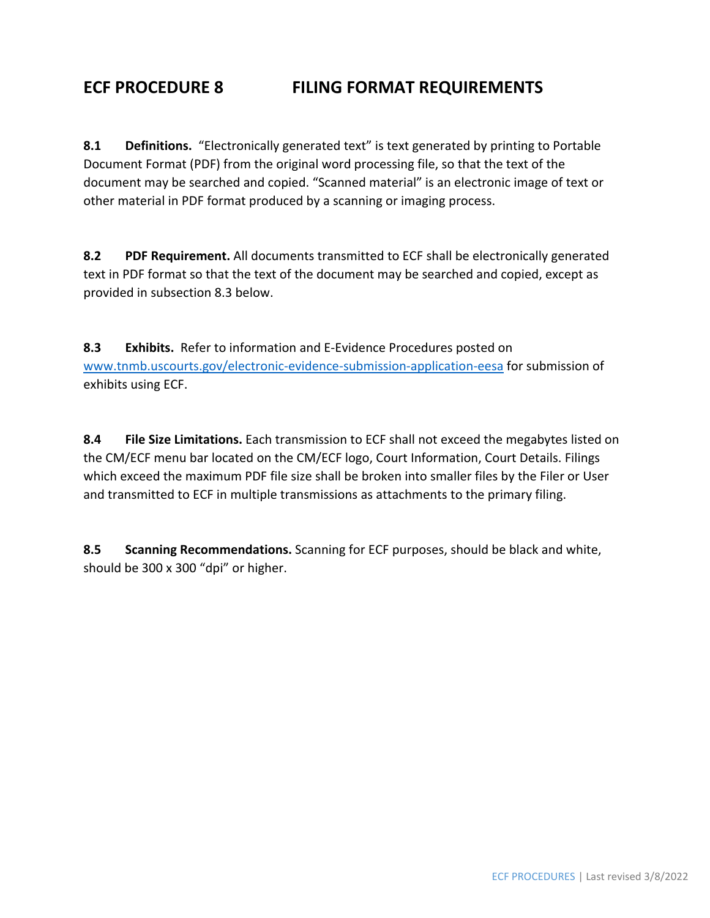# ECF PROCEDURE 8 FILING FORMAT REQUIREMENTS

**8.1 Definitions.** "Electronically generated text" is text generated by printing to Portable Document Format (PDF) from the original word processing file, so that the text of the document may be searched and copied. "Scanned material" is an electronic image of text or other material in PDF format produced by a scanning or imaging process.

**8.2 PDF Requirement.** All documents transmitted to ECF shall be electronically generated text in PDF format so that the text of the document may be searched and copied, except as provided in subsection 8.3 below.

**8.3 Exhibits.** Refer to information and E-Evidence Procedures posted on www.tnmb.uscourts.gov/electronic-evidence-submission-application-eesa for submission of exhibits using ECF.

**8.4 File Size Limitations.** Each transmission to ECF shall not exceed the megabytes listed on the CM/ECF menu bar located on the CM/ECF logo, Court Information, Court Details. Filings which exceed the maximum PDF file size shall be broken into smaller files by the Filer or User and transmitted to ECF in multiple transmissions as attachments to the primary filing.

**8.5 Scanning Recommendations.** Scanning for ECF purposes, should be black and white, should be 300 x 300 "dpi" or higher.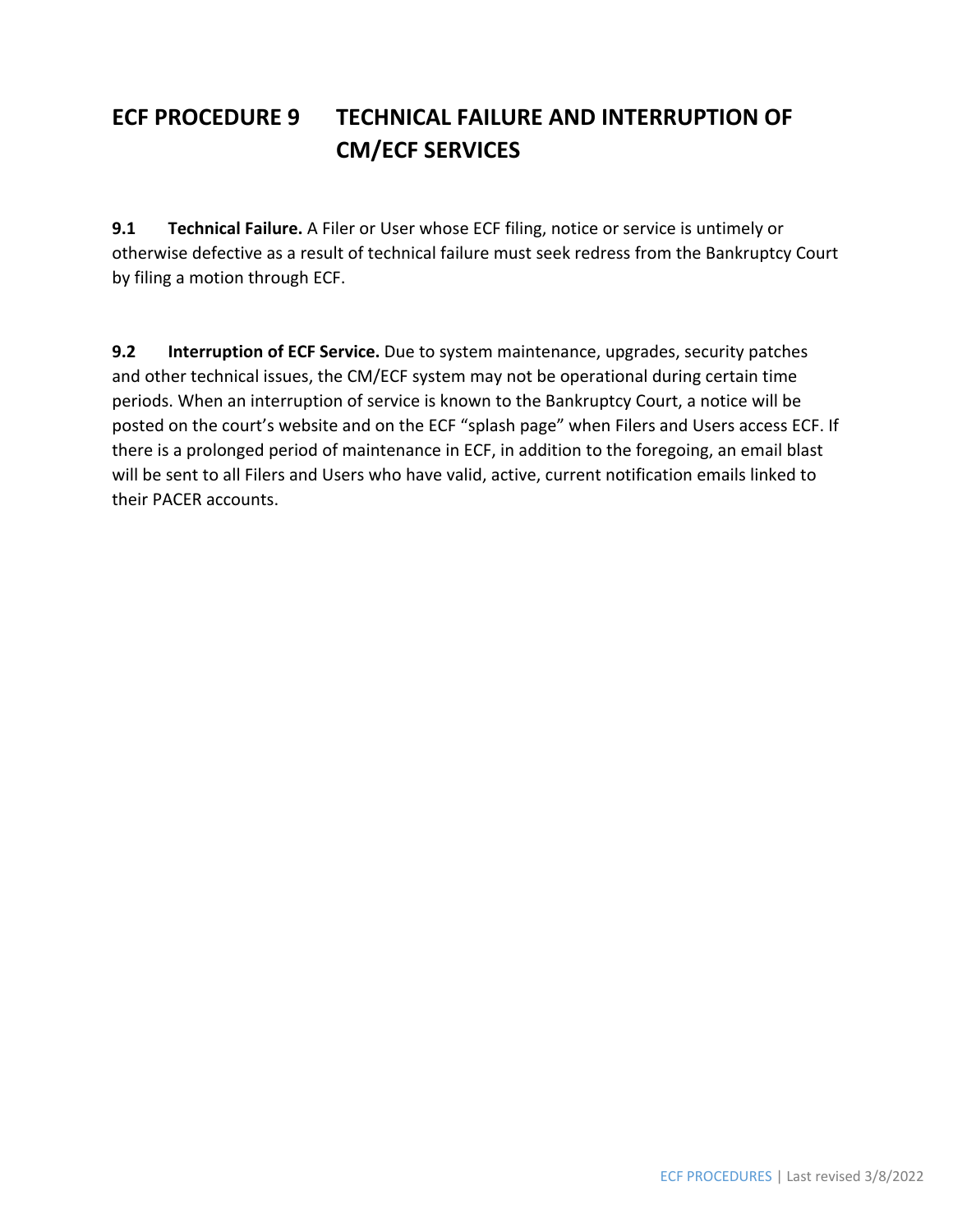## ECF PROCEDURE 9 TECHNICAL FAILURE AND INTERRUPTION OF CM/ECF SERVICES

**9.1 Technical Failure.** A Filer or User whose ECF filing, notice or service is untimely or otherwise defective as a result of technical failure must seek redress from the Bankruptcy Court by filing a motion through ECF.

**9.2 Interruption of ECF Service.** Due to system maintenance, upgrades, security patches and other technical issues, the CM/ECF system may not be operational during certain time periods. When an interruption of service is known to the Bankruptcy Court, a notice will be posted on the court's website and on the ECF "splash page" when Filers and Users access ECF. If there is a prolonged period of maintenance in ECF, in addition to the foregoing, an email blast will be sent to all Filers and Users who have valid, active, current notification emails linked to their PACER accounts.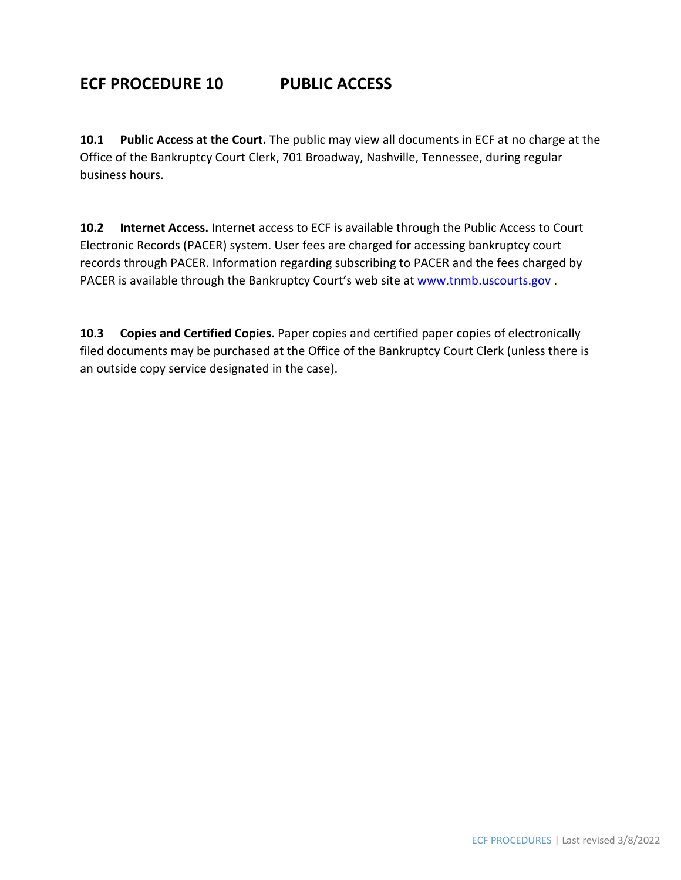## ECF PROCEDURE 10 PUBLIC ACCESS

**10.1 Public Access at the Court.** The public may view all documents in ECF at no charge at the Office of the Bankruptcy Court Clerk, 701 Broadway, Nashville, Tennessee, during regular business hours.

**10.2 Internet Access.** Internet access to ECF is available through the Public Access to Court Electronic Records (PACER) system. User fees are charged for accessing bankruptcy court records through PACER. Information regarding subscribing to PACER and the fees charged by PACER is available through the Bankruptcy Court's web site at www.tnmb.uscourts.gov .

**10.3 Copies and Certified Copies.** Paper copies and certified paper copies of electronically filed documents may be purchased at the Office of the Bankruptcy Court Clerk (unless there is an outside copy service designated in the case).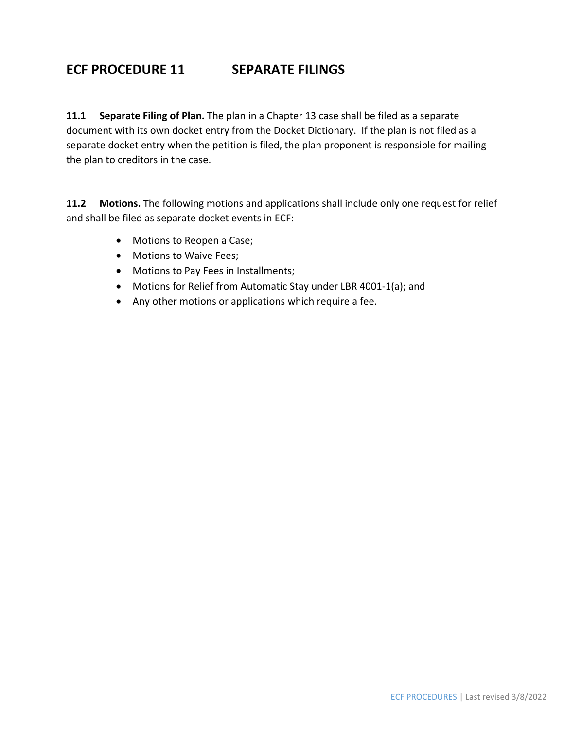# ECF PROCEDURE 11 SEPARATE FILINGS

**11.1 Separate Filing of Plan.** The plan in a Chapter 13 case shall be filed as a separate document with its own docket entry from the Docket Dictionary. If the plan is not filed as a separate docket entry when the petition is filed, the plan proponent is responsible for mailing the plan to creditors in the case.

**11.2 Motions.** The following motions and applications shall include only one request for relief and shall be filed as separate docket events in ECF:

- Motions to Reopen a Case;
- Motions to Waive Fees;
- Motions to Pay Fees in Installments;
- Motions for Relief from Automatic Stay under LBR 4001-1(a); and
- Any other motions or applications which require a fee.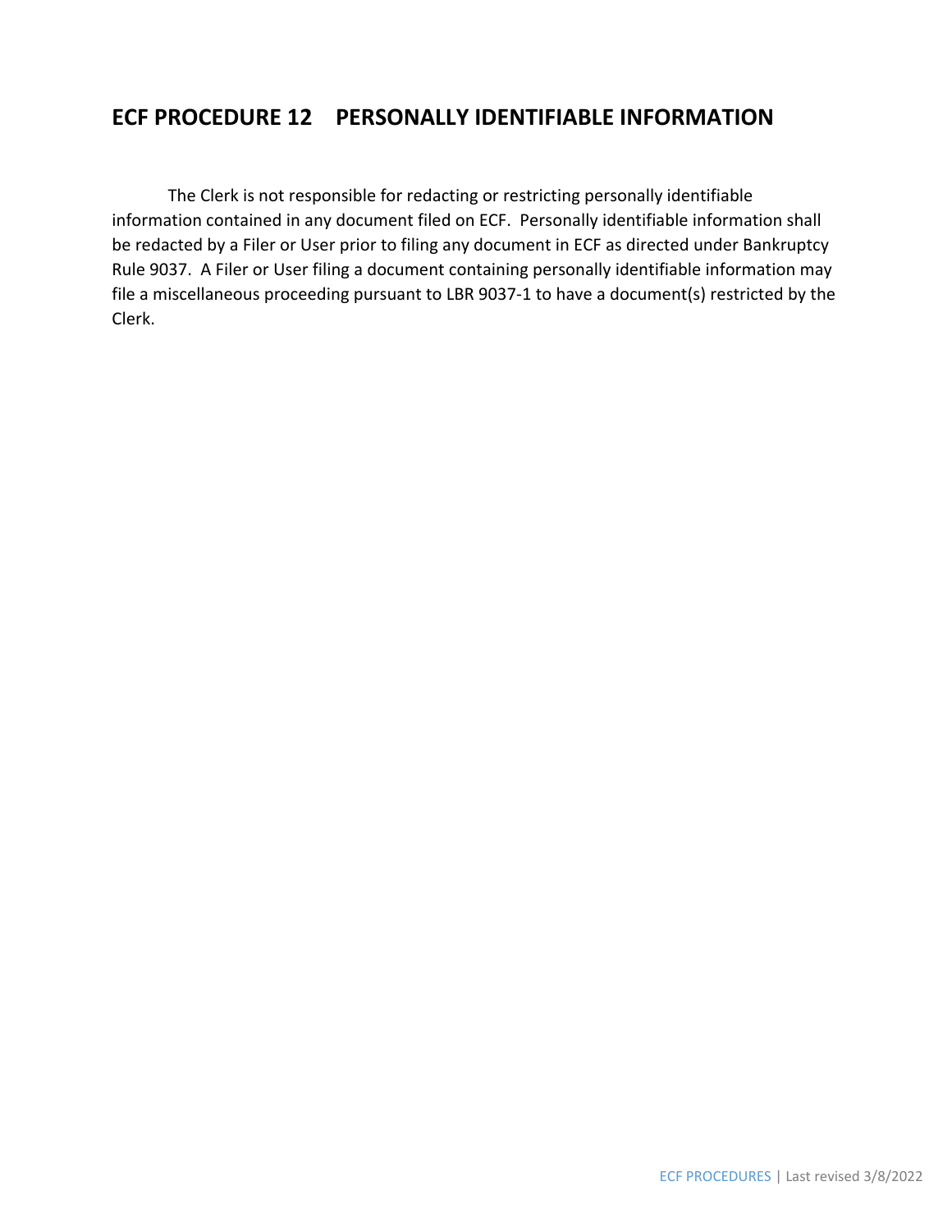## ECF PROCEDURE 12 PERSONALLY IDENTIFIABLE INFORMATION

The Clerk is not responsible for redacting or restricting personally identifiable information contained in any document filed on ECF. Personally identifiable information shall be redacted by a Filer or User prior to filing any document in ECF as directed under Bankruptcy Rule 9037. A Filer or User filing a document containing personally identifiable information may file a miscellaneous proceeding pursuant to LBR 9037-1 to have a document(s) restricted by the Clerk.